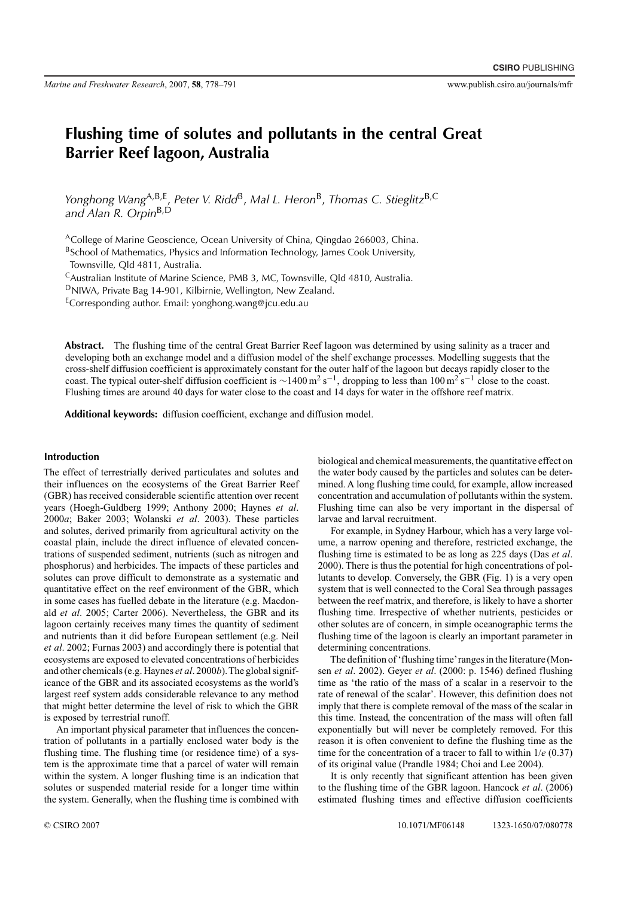# Flushing time of solutes and pollutants in the central Great Barrier Reef lagoon, Australia

*Yonghong Wang*[A,B,E], *Peter V. Ridd*[B], *Mal L. Heron*[B], *Thomas C. Stieglitz*[B,C] *and Alan R. Orpin*[B,D]

[A]College of Marine Geoscience, Ocean University of China, Qingdao 266003, China.
[B]School of Mathematics, Physics and Information Technology, James Cook University, Townsville, Qld 4811, Australia.
[C]Australian Institute of Marine Science, PMB 3, MC, Townsville, Qld 4810, Australia.
[D]NIWA, Private Bag 14-901, Kilbirnie, Wellington, New Zealand.
[E]Corresponding author. Email: yonghong.wang@jcu.edu.au

**Abstract.** The flushing time of the central Great Barrier Reef lagoon was determined by using salinity as a tracer and developing both an exchange model and a diffusion model of the shelf exchange processes. Modelling suggests that the cross-shelf diffusion coefficient is approximately constant for the outer half of the lagoon but decays rapidly closer to the coast. The typical outer-shelf diffusion coefficient is $\sim 1400\,m^2\,s^{-1}$, dropping to less than $100\,m^2\,s^{-1}$ close to the coast. Flushing times are around 40 days for water close to the coast and 14 days for water in the offshore reef matrix.

**Additional keywords:** diffusion coefficient, exchange and diffusion model.

## Introduction

The effect of terrestrially derived particulates and solutes and their influences on the ecosystems of the Great Barrier Reef (GBR) has received considerable scientific attention over recent years (Hoegh-Guldberg 1999; Anthony 2000; Haynes *et al*. 2000*a*; Baker 2003; Wolanski *et al*. 2003). These particles and solutes, derived primarily from agricultural activity on the coastal plain, include the direct influence of elevated concentrations of suspended sediment, nutrients (such as nitrogen and phosphorus) and herbicides. The impacts of these particles and solutes can prove difficult to demonstrate as a systematic and quantitative effect on the reef environment of the GBR, which in some cases has fuelled debate in the literature (e.g. Macdonald *et al*. 2005; Carter 2006). Nevertheless, the GBR and its lagoon certainly receives many times the quantity of sediment and nutrients than it did before European settlement (e.g. Neil *et al*. 2002; Furnas 2003) and accordingly there is potential that ecosystems are exposed to elevated concentrations of herbicides and other chemicals (e.g. Haynes *et al*. 2000*b*). The global significance of the GBR and its associated ecosystems as the world's largest reef system adds considerable relevance to any method that might better determine the level of risk to which the GBR is exposed by terrestrial runoff.

An important physical parameter that influences the concentration of pollutants in a partially enclosed water body is the flushing time. The flushing time (or residence time) of a system is the approximate time that a parcel of water will remain within the system. A longer flushing time is an indication that solutes or suspended material reside for a longer time within the system. Generally, when the flushing time is combined with biological and chemical measurements, the quantitative effect on the water body caused by the particles and solutes can be determined. A long flushing time could, for example, allow increased concentration and accumulation of pollutants within the system. Flushing time can also be very important in the dispersal of larvae and larval recruitment.

For example, in Sydney Harbour, which has a very large volume, a narrow opening and therefore, restricted exchange, the flushing time is estimated to be as long as 225 days (Das *et al*. 2000). There is thus the potential for high concentrations of pollutants to develop. Conversely, the GBR (Fig. 1) is a very open system that is well connected to the Coral Sea through passages between the reef matrix, and therefore, is likely to have a shorter flushing time. Irrespective of whether nutrients, pesticides or other solutes are of concern, in simple oceanographic terms the flushing time of the lagoon is clearly an important parameter in determining concentrations.

The definition of 'flushing time' ranges in the literature (Monsen *et al*. 2002). Geyer *et al*. (2000: p. 1546) defined flushing time as 'the ratio of the mass of a scalar in a reservoir to the rate of renewal of the scalar'. However, this definition does not imply that there is complete removal of the mass of the scalar in this time. Instead, the concentration of the mass will often fall exponentially but will never be completely removed. For this reason it is often convenient to define the flushing time as the time for the concentration of a tracer to fall to within $1/e$ (0.37) of its original value (Prandle 1984; Choi and Lee 2004).

It is only recently that significant attention has been given to the flushing time of the GBR lagoon. Hancock *et al*. (2006) estimated flushing times and effective diffusion coefficients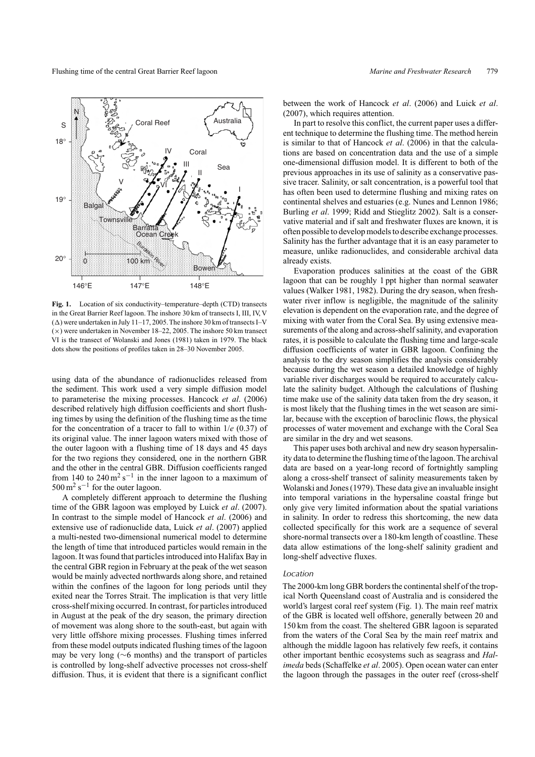N

S

Coral Reef

Australia

18°

IV

Coral

III

Sea

II

V

VI

I

19°

Balgal

Townsville

Barratta

Ocean Creek

Burdekin River

20°

0

100 km

Bowen

146°E

147°E

148°E

**Fig. 1.** Location of six conductivity–temperature–depth (CTD) transects in the Great Barrier Reef lagoon. The inshore 30 km of transects I, III, IV, V (Δ) were undertaken in July 11–17, 2005. The inshore 30 km of transects I–V (×) were undertaken in November 18–22, 2005. The inshore 50 km transect VI is the transect of Wolanski and Jones (1981) taken in 1979. The black dots show the positions of profiles taken in 28–30 November 2005.

using data of the abundance of radionuclides released from the sediment. This work used a very simple diffusion model to parameterise the mixing processes. Hancock *et al*. (2006) described relatively high diffusion coefficients and short flushing times by using the definition of the flushing time as the time for the concentration of a tracer to fall to within $1/e$ (0.37) of its original value. The inner lagoon waters mixed with those of the outer lagoon with a flushing time of 18 days and 45 days for the two regions they considered, one in the northern GBR and the other in the central GBR. Diffusion coefficients ranged from 140 to 240 $m^2 s^{-1}$ in the inner lagoon to a maximum of 500 $m^2 s^{-1}$ for the outer lagoon.

A completely different approach to determine the flushing time of the GBR lagoon was employed by Luick *et al*. (2007). In contrast to the simple model of Hancock *et al*. (2006) and extensive use of radionuclide data, Luick *et al*. (2007) applied a multi-nested two-dimensional numerical model to determine the length of time that introduced particles would remain in the lagoon. It was found that particles introduced into Halifax Bay in the central GBR region in February at the peak of the wet season would be mainly advected northwards along shore, and retained within the confines of the lagoon for long periods until they exited near the Torres Strait. The implication is that very little cross-shelf mixing occurred. In contrast, for particles introduced in August at the peak of the dry season, the primary direction of movement was along shore to the south-east, but again with very little offshore mixing processes. Flushing times inferred from these model outputs indicated flushing times of the lagoon may be very long (~6 months) and the transport of particles is controlled by long-shelf advective processes not cross-shelf diffusion. Thus, it is evident that there is a significant conflict between the work of Hancock *et al*. (2006) and Luick *et al*. (2007), which requires attention.

In part to resolve this conflict, the current paper uses a different technique to determine the flushing time. The method herein is similar to that of Hancock *et al*. (2006) in that the calculations are based on concentration data and the use of a simple one-dimensional diffusion model. It is different to both of the previous approaches in its use of salinity as a conservative passive tracer. Salinity, or salt concentration, is a powerful tool that has often been used to determine flushing and mixing rates on continental shelves and estuaries (e.g. Nunes and Lennon 1986; Burling *et al*. 1999; Ridd and Stieglitz 2002). Salt is a conservative material and if salt and freshwater fluxes are known, it is often possible to develop models to describe exchange processes. Salinity has the further advantage that it is an easy parameter to measure, unlike radionuclides, and considerable archival data already exists.

Evaporation produces salinities at the coast of the GBR lagoon that can be roughly 1 ppt higher than normal seawater values (Walker 1981, 1982). During the dry season, when freshwater river inflow is negligible, the magnitude of the salinity elevation is dependent on the evaporation rate, and the degree of mixing with water from the Coral Sea. By using extensive measurements of the along and across-shelf salinity, and evaporation rates, it is possible to calculate the flushing time and large-scale diffusion coefficients of water in GBR lagoon. Confining the analysis to the dry season simplifies the analysis considerably because during the wet season a detailed knowledge of highly variable river discharges would be required to accurately calculate the salinity budget. Although the calculations of flushing time make use of the salinity data taken from the dry season, it is most likely that the flushing times in the wet season are similar, because with the exception of baroclinic flows, the physical processes of water movement and exchange with the Coral Sea are similar in the dry and wet seasons.

This paper uses both archival and new dry season hypersalinity data to determine the flushing time of the lagoon. The archival data are based on a year-long record of fortnightly sampling along a cross-shelf transect of salinity measurements taken by Wolanski and Jones (1979). These data give an invaluable insight into temporal variations in the hypersaline coastal fringe but only give very limited information about the spatial variations in salinity. In order to redress this shortcoming, the new data collected specifically for this work are a sequence of several shore-normal transects over a 180-km length of coastline. These data allow estimations of the long-shelf salinity gradient and long-shelf advective fluxes.

### *Location*

The 2000-km long GBR borders the continental shelf of the tropical North Queensland coast of Australia and is considered the world's largest coral reef system (Fig. 1). The main reef matrix of the GBR is located well offshore, generally between 20 and 150 km from the coast. The sheltered GBR lagoon is separated from the waters of the Coral Sea by the main reef matrix and although the middle lagoon has relatively few reefs, it contains other important benthic ecosystems such as seagrass and *Halimeda* beds (Schaffelke *et al*. 2005). Open ocean water can enter the lagoon through the passages in the outer reef (cross-shelf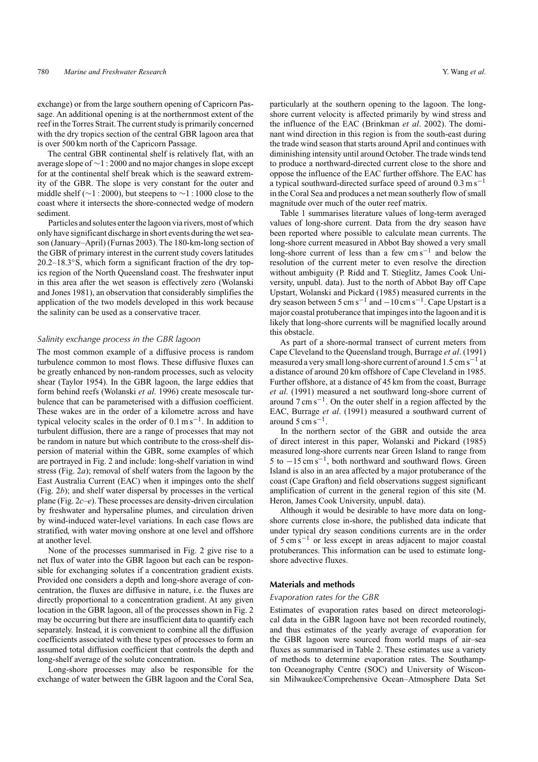exchange) or from the large southern opening of Capricorn Passage. An additional opening is at the northernmost extent of the reef in the Torres Strait. The current study is primarily concerned with the dry tropics section of the central GBR lagoon area that is over 500 km north of the Capricorn Passage.

The central GBR continental shelf is relatively flat, with an average slope of ~1 : 2000 and no major changes in slope except for at the continental shelf break which is the seaward extremity of the GBR. The slope is very constant for the outer and middle shelf (~1 : 2000), but steepens to ~1 : 1000 close to the coast where it intersects the shore-connected wedge of modern sediment.

Particles and solutes enter the lagoon via rivers, most of which only have significant discharge in short events during the wet season (January–April) (Furnas 2003). The 180-km-long section of the GBR of primary interest in the current study covers latitudes 20.2–18.3°S, which form a significant fraction of the dry topics region of the North Queensland coast. The freshwater input in this area after the wet season is effectively zero (Wolanski and Jones 1981), an observation that considerably simplifies the application of the two models developed in this work because the salinity can be used as a conservative tracer.

### *Salinity exchange process in the GBR lagoon*

The most common example of a diffusive process is random turbulence common to most flows. These diffusive fluxes can be greatly enhanced by non-random processes, such as velocity shear (Taylor 1954). In the GBR lagoon, the large eddies that form behind reefs (Wolanski *et al*. 1996) create mesoscale turbulence that can be parameterised with a diffusion coefficient. These wakes are in the order of a kilometre across and have typical velocity scales in the order of 0.1 m s$^{-1}$. In addition to turbulent diffusion, there are a range of processes that may not be random in nature but which contribute to the cross-shelf dispersion of material within the GBR, some examples of which are portrayed in Fig. 2 and include: long-shelf variation in wind stress (Fig. 2*a*); removal of shelf waters from the lagoon by the East Australia Current (EAC) when it impinges onto the shelf (Fig. 2*b*); and shelf water dispersal by processes in the vertical plane (Fig. 2*c*–*e*). These processes are density-driven circulation by freshwater and hypersaline plumes, and circulation driven by wind-induced water-level variations. In each case flows are stratified, with water moving onshore at one level and offshore at another level.

None of the processes summarised in Fig. 2 give rise to a net flux of water into the GBR lagoon but each can be responsible for exchanging solutes if a concentration gradient exists. Provided one considers a depth and long-shore average of concentration, the fluxes are diffusive in nature, i.e. the fluxes are directly proportional to a concentration gradient. At any given location in the GBR lagoon, all of the processes shown in Fig. 2 may be occurring but there are insufficient data to quantify each separately. Instead, it is convenient to combine all the diffusion coefficients associated with these types of processes to form an assumed total diffusion coefficient that controls the depth and long-shelf average of the solute concentration.

Long-shore processes may also be responsible for the exchange of water between the GBR lagoon and the Coral Sea, particularly at the southern opening to the lagoon. The long-shore current velocity is affected primarily by wind stress and the influence of the EAC (Brinkman *et al*. 2002). The dominant wind direction in this region is from the south-east during the trade wind season that starts around April and continues with diminishing intensity until around October. The trade winds tend to produce a northward-directed current close to the shore and oppose the influence of the EAC further offshore. The EAC has a typical southward-directed surface speed of around 0.3 m s$^{-1}$ in the Coral Sea and produces a net mean southerly flow of small magnitude over much of the outer reef matrix.

Table 1 summarises literature values of long-term averaged values of long-shore current. Data from the dry season have been reported where possible to calculate mean currents. The long-shore current measured in Abbot Bay showed a very small long-shore current of less than a few cm s$^{-1}$ and below the resolution of the current meter to even resolve the direction without ambiguity (P. Ridd and T. Stieglitz, James Cook University, unpubl. data). Just to the north of Abbot Bay off Cape Upstart, Wolanski and Pickard (1985) measured currents in the dry season between 5 cm s$^{-1}$ and −10 cm s$^{-1}$. Cape Upstart is a major coastal protuberance that impinges into the lagoon and it is likely that long-shore currents will be magnified locally around this obstacle.

As part of a shore-normal transect of current meters from Cape Cleveland to the Queensland trough, Burrage *et al*. (1991) measured a very small long-shore current of around 1.5 cm s$^{-1}$ at a distance of around 20 km offshore of Cape Cleveland in 1985. Further offshore, at a distance of 45 km from the coast, Burrage *et al*. (1991) measured a net southward long-shore current of around 7 cm s$^{-1}$. On the outer shelf in a region affected by the EAC, Burrage *et al*. (1991) measured a southward current of around 5 cm s$^{-1}$.

In the northern sector of the GBR and outside the area of direct interest in this paper, Wolanski and Pickard (1985) measured long-shore currents near Green Island to range from 5 to −15 cm s$^{-1}$, both northward and southward flows. Green Island is also in an area affected by a major protuberance of the coast (Cape Grafton) and field observations suggest significant amplification of current in the general region of this site (M. Heron, James Cook University, unpubl. data).

Although it would be desirable to have more data on long-shore currents close in-shore, the published data indicate that under typical dry season conditions currents are in the order of 5 cm s$^{-1}$ or less except in areas adjacent to major coastal protuberances. This information can be used to estimate long-shore advective fluxes.

## Materials and methods

### *Evaporation rates for the GBR*

Estimates of evaporation rates based on direct meteorological data in the GBR lagoon have not been recorded routinely, and thus estimates of the yearly average of evaporation for the GBR lagoon were sourced from world maps of air–sea fluxes as summarised in Table 2. These estimates use a variety of methods to determine evaporation rates. The Southampton Oceanography Centre (SOC) and University of Wisconsin Milwaukee/Comprehensive Ocean–Atmosphere Data Set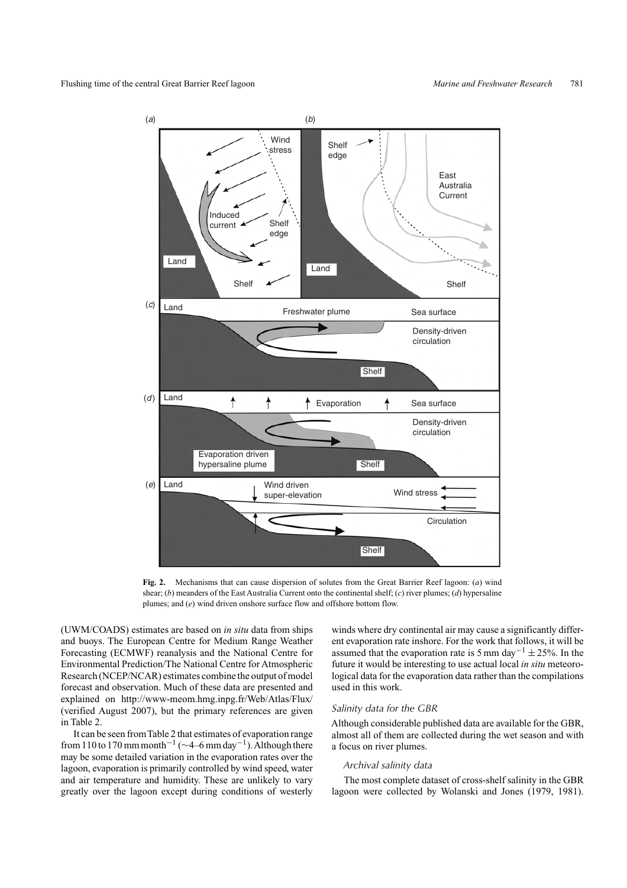(a)

Wind stress

Induced current

Shelf edge

Land

Shelf

(b)

Shelf edge

East Australia Current

Land

Shelf

(c)

Land

Freshwater plume

Sea surface

Density-driven circulation

Shelf

(d)

Land

Evaporation

Sea surface

Density-driven circulation

Evaporation driven hypersaline plume

Shelf

(e)

Land

Wind driven super-elevation

Wind stress

Circulation

Shelf

**Fig. 2.** Mechanisms that can cause dispersion of solutes from the Great Barrier Reef lagoon: (*a*) wind shear; (*b*) meanders of the East Australia Current onto the continental shelf; (*c*) river plumes; (*d*) hypersaline plumes; and (*e*) wind driven onshore surface flow and offshore bottom flow.

(UWM/COADS) estimates are based on *in situ* data from ships and buoys. The European Centre for Medium Range Weather Forecasting (ECMWF) reanalysis and the National Centre for Environmental Prediction/The National Centre for Atmospheric Research (NCEP/NCAR) estimates combine the output of model forecast and observation. Much of these data are presented and explained on http://www-meom.hmg.inpg.fr/Web/Atlas/Flux/ (verified August 2007), but the primary references are given in Table 2.

It can be seen from Table 2 that estimates of evaporation range from 110 to 170 mm $\text{month}^{-1}$ ($\sim$4–6 mm $\text{day}^{-1}$). Although there may be some detailed variation in the evaporation rates over the lagoon, evaporation is primarily controlled by wind speed, water and air temperature and humidity. These are unlikely to vary greatly over the lagoon except during conditions of westerly winds where dry continental air may cause a significantly different evaporation rate inshore. For the work that follows, it will be assumed that the evaporation rate is 5 mm $\text{day}^{-1} \pm 25\%$. In the future it would be interesting to use actual local *in situ* meteorological data for the evaporation data rather than the compilations used in this work.

### Salinity data for the GBR

Although considerable published data are available for the GBR, almost all of them are collected during the wet season and with a focus on river plumes.

#### Archival salinity data

The most complete dataset of cross-shelf salinity in the GBR lagoon were collected by Wolanski and Jones (1979, 1981).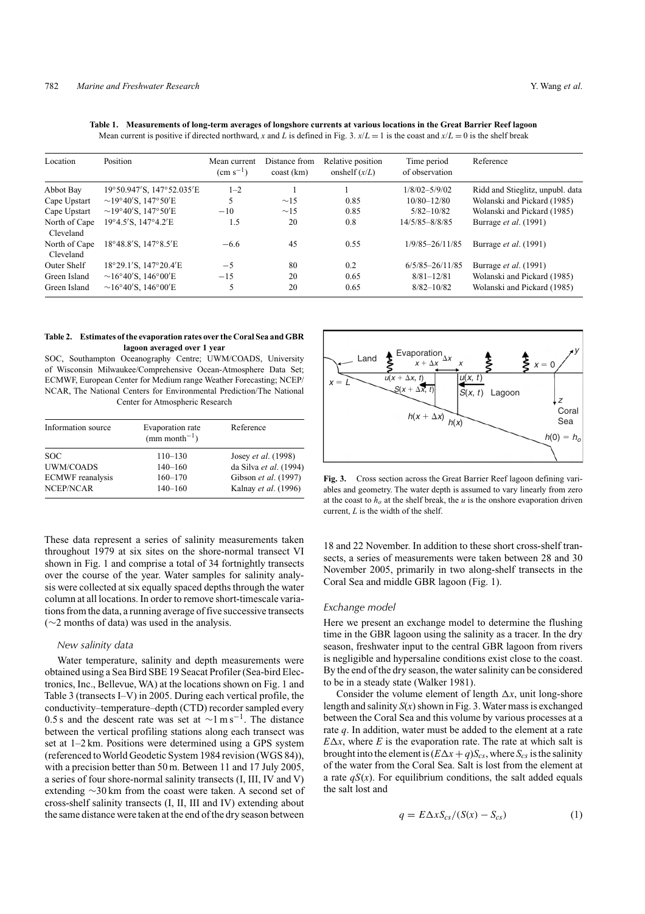**Table 1. Measurements of long-term averages of longshore currents at various locations in the Great Barrier Reef lagoon**
Mean current is positive if directed northward, $x$ and $L$ is defined in Fig. 3. $x/L = 1$ is the coast and $x/L = 0$ is the shelf break

| Location | Position | Mean current (cm $s^{-1}$) | Distance from coast (km) | Relative position onshelf ($x/L$) | Time period of observation | Reference |
|---|---|---|---|---|---|---|
| Abbot Bay | 19°50.947′S, 147°52.035′E | 1–2 | 1 | 1 | 1/8/02–5/9/02 | Ridd and Stieglitz, unpubl. data |
| Cape Upstart | ∼19°40′S, 147°50′E | 5 | ∼15 | 0.85 | 10/80–12/80 | Wolanski and Pickard (1985) |
| Cape Upstart | ∼19°40′S, 147°50′E | −10 | ∼15 | 0.85 | 5/82–10/82 | Wolanski and Pickard (1985) |
| North of Cape Cleveland | 19°4.5′S, 147°4.2′E | 1.5 | 20 | 0.8 | 14/5/85–8/8/85 | Burrage *et al*. (1991) |
| North of Cape Cleveland | 18°48.8′S, 147°8.5′E | −6.6 | 45 | 0.55 | 1/9/85–26/11/85 | Burrage *et al*. (1991) |
| Outer Shelf | 18°29.1′S, 147°20.4′E | −5 | 80 | 0.2 | 6/5/85–26/11/85 | Burrage *et al*. (1991) |
| Green Island | ∼16°40′S, 146°00′E | −15 | 20 | 0.65 | 8/81–12/81 | Wolanski and Pickard (1985) |
| Green Island | ∼16°40′S, 146°00′E | 5 | 20 | 0.65 | 8/82–10/82 | Wolanski and Pickard (1985) |

**Table 2. Estimates of the evaporation rates over the Coral Sea and GBR lagoon averaged over 1 year**
SOC, Southampton Oceanography Centre; UWM/COADS, University of Wisconsin Milwaukee/Comprehensive Ocean-Atmosphere Data Set; ECMWF, European Center for Medium range Weather Forecasting; NCEP/NCAR, The National Centers for Environmental Prediction/The National Center for Atmospheric Research

| Information source | Evaporation rate (mm $month^{-1}$) | Reference |
|---|---|---|
| SOC | 110–130 | Josey *et al*. (1998) |
| UWM/COADS | 140–160 | da Silva *et al*. (1994) |
| ECMWF reanalysis | 160–170 | Gibson *et al*. (1997) |
| NCEP/NCAR | 140–160 | Kalnay *et al*. (1996) |

These data represent a series of salinity measurements taken throughout 1979 at six sites on the shore-normal transect VI shown in Fig. 1 and comprise a total of 34 fortnightly transects over the course of the year. Water samples for salinity analysis were collected at six equally spaced depths through the water column at all locations. In order to remove short-timescale variations from the data, a running average of five successive transects (∼2 months of data) was used in the analysis.

### *New salinity data*

Water temperature, salinity and depth measurements were obtained using a Sea Bird SBE 19 Seacat Profiler (Sea-bird Electronics, Inc., Bellevue, WA) at the locations shown on Fig. 1 and Table 3 (transects I–V) in 2005. During each vertical profile, the conductivity–temperature–depth (CTD) recorder sampled every 0.5 s and the descent rate was set at ∼1 m $s^{-1}$. The distance between the vertical profiling stations along each transect was set at 1–2 km. Positions were determined using a GPS system (referenced to World Geodetic System 1984 revision (WGS 84)), with a precision better than 50 m. Between 11 and 17 July 2005, a series of four shore-normal salinity transects (I, III, IV and V) extending ∼30 km from the coast were taken. A second set of cross-shelf salinity transects (I, II, III and IV) extending about the same distance were taken at the end of the dry season between 18 and 22 November. In addition to these short cross-shelf transects, a series of measurements were taken between 28 and 30 November 2005, primarily in two along-shelf transects in the Coral Sea and middle GBR lagoon (Fig. 1).

Land
Evaporation
$x + \Delta x$ $\Delta x$ $x$
$x = 0$
$y$
$x = L$
$u(x + \Delta x, t)$
$S(x + \Delta x, t)$
$u(x, t)$
$S(x, t)$ Lagoon
$z$
Coral Sea
$h(x + \Delta x)$ $h(x)$
$h(0) = h_o$

**Fig. 3.** Cross section across the Great Barrier Reef lagoon defining variables and geometry. The water depth is assumed to vary linearly from zero at the coast to $h_o$ at the shelf break, the $u$ is the onshore evaporation driven current, $L$ is the width of the shelf.

### *Exchange model*

Here we present an exchange model to determine the flushing time in the GBR lagoon using the salinity as a tracer. In the dry season, freshwater input to the central GBR lagoon from rivers is negligible and hypersaline conditions exist close to the coast. By the end of the dry season, the water salinity can be considered to be in a steady state (Walker 1981).

Consider the volume element of length $\Delta x$, unit long-shore length and salinity $S(x)$ shown in Fig. 3. Water mass is exchanged between the Coral Sea and this volume by various processes at a rate $q$. In addition, water must be added to the element at a rate $E\Delta x$, where $E$ is the evaporation rate. The rate at which salt is brought into the element is $(E\Delta x + q)S_{cs}$, where $S_{cs}$ is the salinity of the water from the Coral Sea. Salt is lost from the element at a rate $qS(x)$. For equilibrium conditions, the salt added equals the salt lost and

$$q = E\Delta x S_{cs}/(S(x) - S_{cs}) \tag{1}$$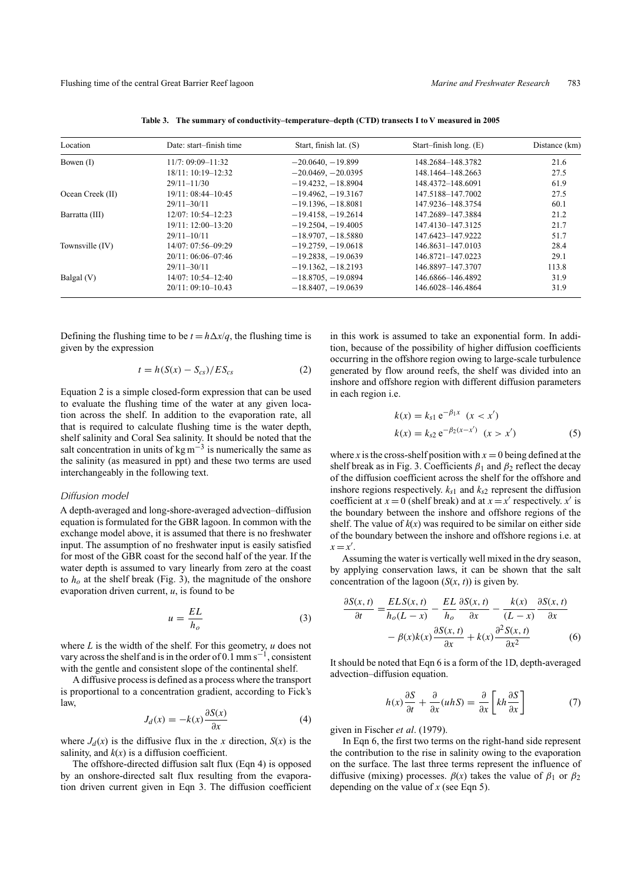**Table 3. The summary of conductivity–temperature–depth (CTD) transects I to V measured in 2005**

| Location | Date: start–finish time | Start, finish lat. (S) | Start–finish long. (E) | Distance (km) |
|---|---|---|---|---|
| Bowen (I) | 11/7: 09:09–11:32 | −20.0640, −19.899 | 148.2684–148.3782 | 21.6 |
| | 18/11: 10:19–12:32 | −20.0469, −20.0395 | 148.1464–148.2663 | 27.5 |
| | 29/11–11/30 | −19.4232, −18.8904 | 148.4372–148.6091 | 61.9 |
| Ocean Creek (II) | 19/11: 08:44–10:45 | −19.4962, −19.3167 | 147.5188–147.7002 | 27.5 |
| | 29/11–30/11 | −19.1396, −18.8081 | 147.9236–148.3754 | 60.1 |
| Barratta (III) | 12/07: 10:54–12:23 | −19.4158, −19.2614 | 147.2689–147.3884 | 21.2 |
| | 19/11: 12:00–13:20 | −19.2504, −19.4005 | 147.4130–147.3125 | 21.7 |
| | 29/11–10/11 | −18.9707, −18.5880 | 147.6423–147.9222 | 51.7 |
| Townsville (IV) | 14/07: 07:56–09:29 | −19.2759, −19.0618 | 146.8631–147.0103 | 28.4 |
| | 20/11: 06:06–07:46 | −19.2838, −19.0639 | 146.8721–147.0223 | 29.1 |
| | 29/11–30/11 | −19.1362, −18.2193 | 146.8897–147.3707 | 113.8 |
| Balgal (V) | 14/07: 10:54–12:40 | −18.8705, −19.0894 | 146.6866–146.4892 | 31.9 |
| | 20/11: 09:10–10.43 | −18.8407, −19.0639 | 146.6028–146.4864 | 31.9 |

Defining the flushing time to be $t = h\Delta x/q$, the flushing time is given by the expression

$$t = h(S(x) - S_{cs})/ES_{cs} \tag{2}$$

Equation 2 is a simple closed-form expression that can be used to evaluate the flushing time of the water at any given location across the shelf. In addition to the evaporation rate, all that is required to calculate flushing time is the water depth, shelf salinity and Coral Sea salinity. It should be noted that the salt concentration in units of $\mathrm{kg\,m^{-3}}$ is numerically the same as the salinity (as measured in ppt) and these two terms are used interchangeably in the following text.

### Diffusion model

A depth-averaged and long-shore-averaged advection–diffusion equation is formulated for the GBR lagoon. In common with the exchange model above, it is assumed that there is no freshwater input. The assumption of no freshwater input is easily satisfied for most of the GBR coast for the second half of the year. If the water depth is assumed to vary linearly from zero at the coast to $h_o$ at the shelf break (Fig. 3), the magnitude of the onshore evaporation driven current, $u$, is found to be

$$u = \frac{EL}{h_o} \tag{3}$$

where $L$ is the width of the shelf. For this geometry, $u$ does not vary across the shelf and is in the order of $0.1\,\mathrm{mm\,s^{-1}}$, consistent with the gentle and consistent slope of the continental shelf.

A diffusive process is defined as a process where the transport is proportional to a concentration gradient, according to Fick's law,

$$J_d(x) = -k(x)\frac{\partial S(x)}{\partial x} \tag{4}$$

where $J_d(x)$ is the diffusive flux in the $x$ direction, $S(x)$ is the salinity, and $k(x)$ is a diffusion coefficient.

The offshore-directed diffusion salt flux (Eqn 4) is opposed by an onshore-directed salt flux resulting from the evaporation driven current given in Eqn 3. The diffusion coefficient in this work is assumed to take an exponential form. In addition, because of the possibility of higher diffusion coefficients occurring in the offshore region owing to large-scale turbulence generated by flow around reefs, the shelf was divided into an inshore and offshore region with different diffusion parameters in each region i.e.

$$\begin{aligned} k(x) &= k_{s1}\,e^{-\beta_1 x} \quad (x < x') \\ k(x) &= k_{s2}\,e^{-\beta_2 (x-x')} \quad (x > x') \end{aligned} \tag{5}$$

where $x$ is the cross-shelf position with $x = 0$ being defined at the shelf break as in Fig. 3. Coefficients $\beta_1$ and $\beta_2$ reflect the decay of the diffusion coefficient across the shelf for the offshore and inshore regions respectively. $k_{s1}$ and $k_{s2}$ represent the diffusion coefficient at $x = 0$ (shelf break) and at $x = x'$ respectively. $x'$ is the boundary between the inshore and offshore regions of the shelf. The value of $k(x)$ was required to be similar on either side of the boundary between the inshore and offshore regions i.e. at $x = x'$.

Assuming the water is vertically well mixed in the dry season, by applying conservation laws, it can be shown that the salt concentration of the lagoon ($S(x, t)$) is given by.

$$\begin{aligned} \frac{\partial S(x,t)}{\partial t} =& \frac{ELS(x,t)}{h_o(L-x)} - \frac{EL}{h_o}\frac{\partial S(x,t)}{\partial x} - \frac{k(x)}{(L-x)}\frac{\partial S(x,t)}{\partial x} \\ &- \beta(x)k(x)\frac{\partial S(x,t)}{\partial x} + k(x)\frac{\partial^2 S(x,t)}{\partial x^2} \end{aligned} \tag{6}$$

It should be noted that Eqn 6 is a form of the 1D, depth-averaged advection–diffusion equation.

$$h(x)\frac{\partial S}{\partial t} + \frac{\partial}{\partial x}(uhS) = \frac{\partial}{\partial x}\left[kh\frac{\partial S}{\partial x}\right] \tag{7}$$

given in Fischer *et al*. (1979).

In Eqn 6, the first two terms on the right-hand side represent the contribution to the rise in salinity owing to the evaporation on the surface. The last three terms represent the influence of diffusive (mixing) processes. $\beta(x)$ takes the value of $\beta_1$ or $\beta_2$ depending on the value of $x$ (see Eqn 5).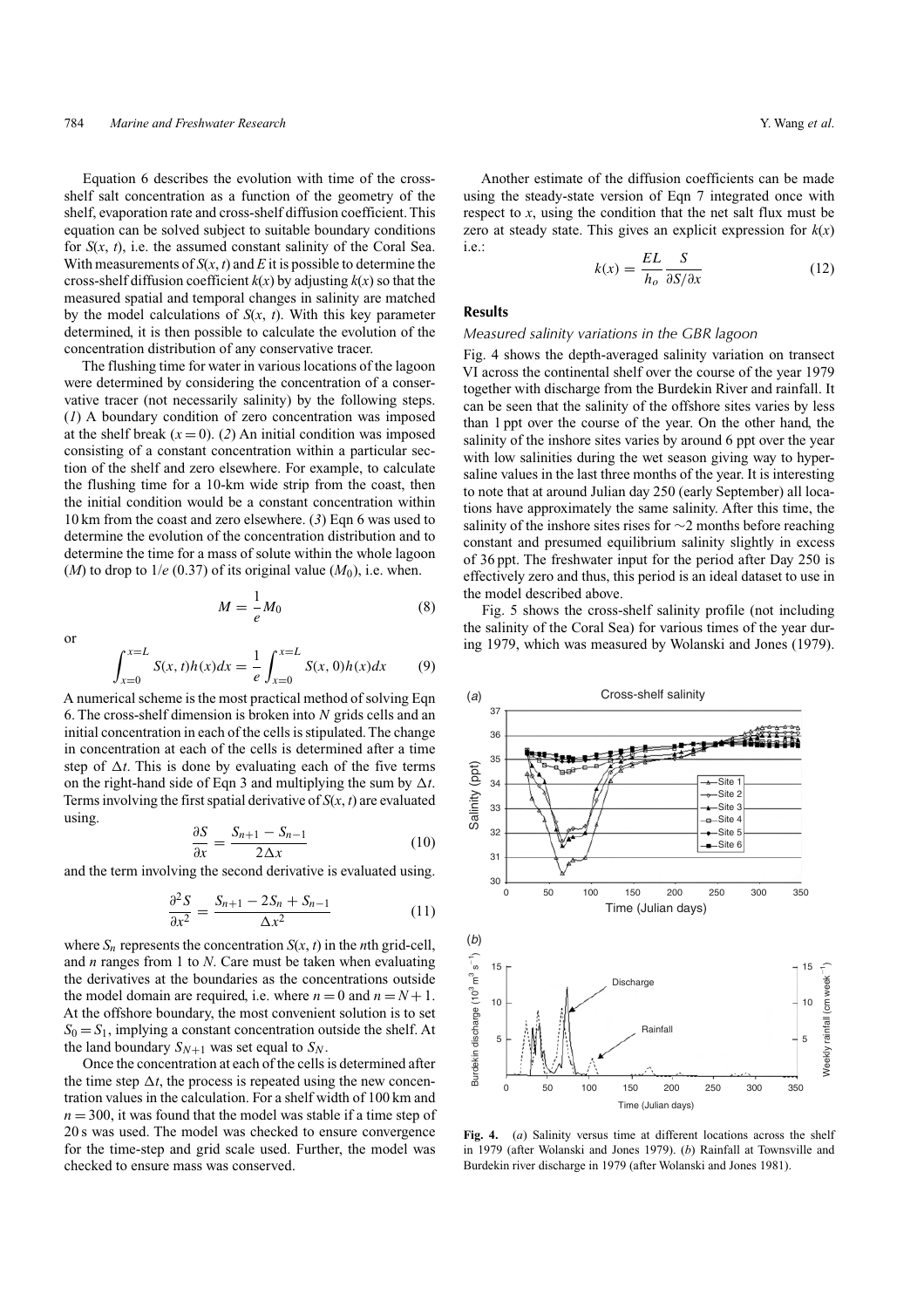Equation 6 describes the evolution with time of the cross-shelf salt concentration as a function of the geometry of the shelf, evaporation rate and cross-shelf diffusion coefficient. This equation can be solved subject to suitable boundary conditions for $S(x, t)$, i.e. the assumed constant salinity of the Coral Sea. With measurements of $S(x, t)$ and $E$ it is possible to determine the cross-shelf diffusion coefficient $k(x)$ by adjusting $k(x)$ so that the measured spatial and temporal changes in salinity are matched by the model calculations of $S(x, t)$. With this key parameter determined, it is then possible to calculate the evolution of the concentration distribution of any conservative tracer.

The flushing time for water in various locations of the lagoon were determined by considering the concentration of a conservative tracer (not necessarily salinity) by the following steps. (*1*) A boundary condition of zero concentration was imposed at the shelf break ($x = 0$). (*2*) An initial condition was imposed consisting of a constant concentration within a particular section of the shelf and zero elsewhere. For example, to calculate the flushing time for a 10-km wide strip from the coast, then the initial condition would be a constant concentration within 10 km from the coast and zero elsewhere. (*3*) Eqn 6 was used to determine the evolution of the concentration distribution and to determine the time for a mass of solute within the whole lagoon ($M$) to drop to $1/e$ (0.37) of its original value ($M_0$), i.e. when.

$$M = \frac{1}{e} M_0 \tag{8}$$

or

$$\int_{x=0}^{x=L} S(x, t)h(x)dx = \frac{1}{e}\int_{x=0}^{x=L} S(x, 0)h(x)dx \tag{9}$$

A numerical scheme is the most practical method of solving Eqn 6. The cross-shelf dimension is broken into $N$ grids cells and an initial concentration in each of the cells is stipulated. The change in concentration at each of the cells is determined after a time step of $\Delta t$. This is done by evaluating each of the five terms on the right-hand side of Eqn 3 and multiplying the sum by $\Delta t$. Terms involving the first spatial derivative of $S(x, t)$ are evaluated using.

$$\frac{\partial S}{\partial x} = \frac{S_{n+1} - S_{n-1}}{2\Delta x} \tag{10}$$

and the term involving the second derivative is evaluated using.

$$\frac{\partial^2 S}{\partial x^2} = \frac{S_{n+1} - 2S_n + S_{n-1}}{\Delta x^2} \tag{11}$$

where $S_n$ represents the concentration $S(x, t)$ in the $n$th grid-cell, and $n$ ranges from 1 to $N$. Care must be taken when evaluating the derivatives at the boundaries as the concentrations outside the model domain are required, i.e. where $n = 0$ and $n = N + 1$. At the offshore boundary, the most convenient solution is to set $S_0 = S_1$, implying a constant concentration outside the shelf. At the land boundary $S_{N+1}$ was set equal to $S_N$.

Once the concentration at each of the cells is determined after the time step $\Delta t$, the process is repeated using the new concentration values in the calculation. For a shelf width of 100 km and $n = 300$, it was found that the model was stable if a time step of 20 s was used. The model was checked to ensure convergence for the time-step and grid scale used. Further, the model was checked to ensure mass was conserved.

Another estimate of the diffusion coefficients can be made using the steady-state version of Eqn 7 integrated once with respect to $x$, using the condition that the net salt flux must be zero at steady state. This gives an explicit expression for $k(x)$ i.e.:

$$k(x) = \frac{EL}{h_o}\frac{S}{\partial S/\partial x} \tag{12}$$

## Results

### Measured salinity variations in the GBR lagoon

Fig. 4 shows the depth-averaged salinity variation on transect VI across the continental shelf over the course of the year 1979 together with discharge from the Burdekin River and rainfall. It can be seen that the salinity of the offshore sites varies by less than 1 ppt over the course of the year. On the other hand, the salinity of the inshore sites varies by around 6 ppt over the year with low salinities during the wet season giving way to hypersaline values in the last three months of the year. It is interesting to note that at around Julian day 250 (early September) all locations have approximately the same salinity. After this time, the salinity of the inshore sites rises for ~2 months before reaching constant and presumed equilibrium salinity slightly in excess of 36 ppt. The freshwater input for the period after Day 250 is effectively zero and thus, this period is an ideal dataset to use in the model described above.

Fig. 5 shows the cross-shelf salinity profile (not including the salinity of the Coral Sea) for various times of the year during 1979, which was measured by Wolanski and Jones (1979).

(*a*)
Cross-shelf salinity
Salinity (ppt)
37
36
35
34
33
32
31
30
0 50 100 150 200 250 300 350
Time (Julian days)
Site 1
Site 2
Site 3
Site 4
Site 5
Site 6

(*b*)
Burdekin discharge ($10^3$ m$^3$ s$^{-1}$)
15
10
5
Discharge
Rainfall
Weekly rainfall (cm week$^{-1}$)
15
10
5
0 50 100 150 200 250 300 350
Time (Julian days)

**Fig. 4.** (*a*) Salinity versus time at different locations across the shelf in 1979 (after Wolanski and Jones 1979). (*b*) Rainfall at Townsville and Burdekin river discharge in 1979 (after Wolanski and Jones 1981).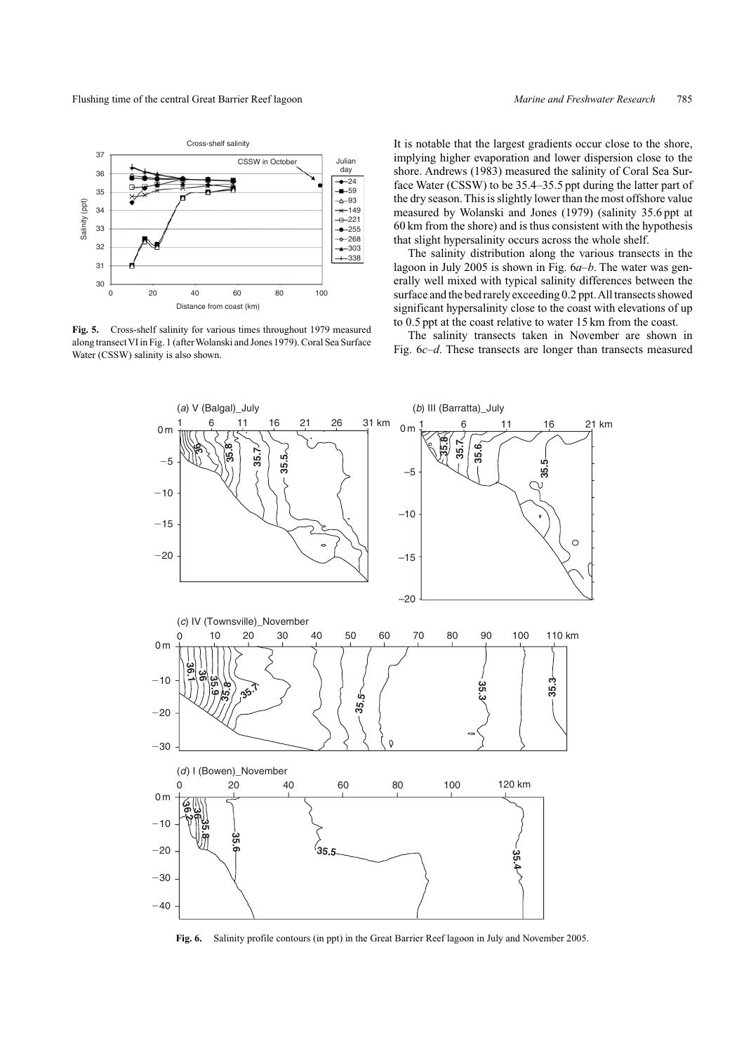Cross-shelf salinity

CSSW in October

Julian day

24
59
93
149
221
255
268
303
338

Salinity (ppt)

37
36
35
34
33
32
31
30

0 20 40 60 80 100

Distance from coast (km)

**Fig. 5.** Cross-shelf salinity for various times throughout 1979 measured along transect VI in Fig. 1 (after Wolanski and Jones 1979). Coral Sea Surface Water (CSSW) salinity is also shown.

It is notable that the largest gradients occur close to the shore, implying higher evaporation and lower dispersion close to the shore. Andrews (1983) measured the salinity of Coral Sea Surface Water (CSSW) to be 35.4–35.5 ppt during the latter part of the dry season. This is slightly lower than the most offshore value measured by Wolanski and Jones (1979) (salinity 35.6 ppt at 60 km from the shore) and is thus consistent with the hypothesis that slight hypersalinity occurs across the whole shelf.

The salinity distribution along the various transects in the lagoon in July 2005 is shown in Fig. 6*a*–*b*. The water was generally well mixed with typical salinity differences between the surface and the bed rarely exceeding 0.2 ppt. All transects showed significant hypersalinity close to the coast with elevations of up to 0.5 ppt at the coast relative to water 15 km from the coast.

The salinity transects taken in November are shown in Fig. 6*c*–*d*. These transects are longer than transects measured

(*a*) V (Balgal)_July

1 6 11 16 21 26 31 km

0 m, −5, −10, −15, −20

36, 35.8, 35.7, 35.5

(*b*) III (Barratta)_July

1 6 11 16 21 km

0 m, −5, −10, −15, −20

35.8, 35.7, 35.6, 35.5

(*c*) IV (Townsville)_November

0 10 20 30 40 50 60 70 80 90 100 110 km

0 m, −10, −20, −30

36.1, 36, 35.9, 35.8, 35.7, 35.5, 35.3, 35.3

(*d*) I (Bowen)_November

0 20 40 60 80 100 120 km

0 m, −10, −20, −30, −40

36.2, 36, 35.8, 35.6, 35.5, 35.4

**Fig. 6.** Salinity profile contours (in ppt) in the Great Barrier Reef lagoon in July and November 2005.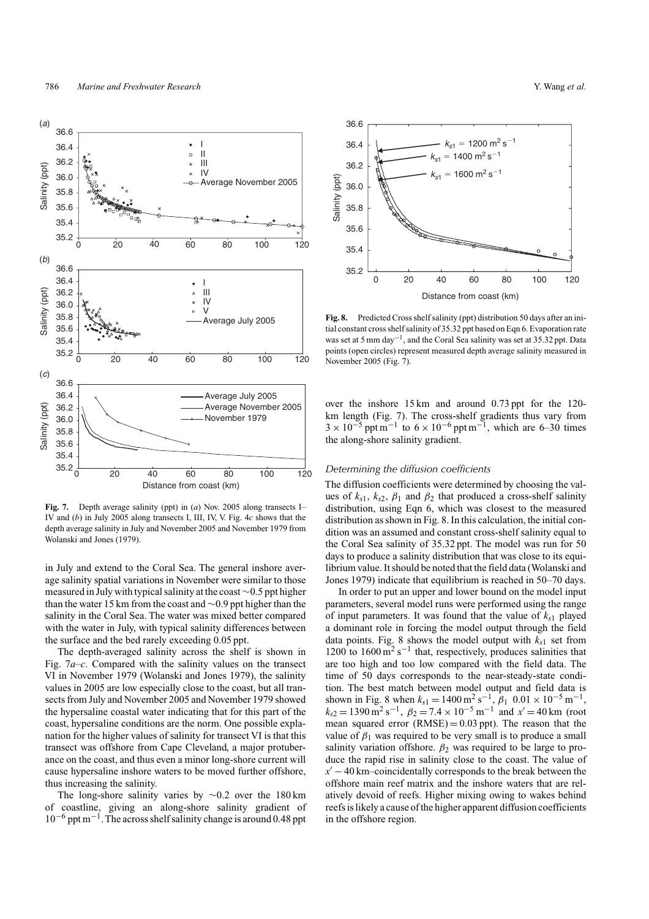(a)

36.6
36.4
36.2
36.0
35.8
35.6
35.4
35.2

Salinity (ppt)

0 20 40 60 80 100 120

I
II
III
IV
Average November 2005

(b)

36.6
36.4
36.2
36.0
35.8
35.6
35.4
35.2

Salinity (ppt)

0 20 40 60 80 100 120

I
III
IV
V
Average July 2005

(c)

36.6
36.4
36.2
36.0
35.8
35.6
35.4
35.2

Salinity (ppt)

0 20 40 60 80 100 120

Distance from coast (km)

Average July 2005
Average November 2005
November 1979

**Fig. 7.** Depth average salinity (ppt) in (*a*) Nov. 2005 along transects I–IV and (*b*) in July 2005 along transects I, III, IV, V. Fig. 4*c* shows that the depth average salinity in July and November 2005 and November 1979 from Wolanski and Jones (1979).

in July and extend to the Coral Sea. The general inshore average salinity spatial variations in November were similar to those measured in July with typical salinity at the coast ∼0.5 ppt higher than the water 15 km from the coast and ∼0.9 ppt higher than the salinity in the Coral Sea. The water was mixed better compared with the water in July, with typical salinity differences between the surface and the bed rarely exceeding 0.05 ppt.

The depth-averaged salinity across the shelf is shown in Fig. 7*a*–*c*. Compared with the salinity values on the transect VI in November 1979 (Wolanski and Jones 1979), the salinity values in 2005 are low especially close to the coast, but all transects from July and November 2005 and November 1979 showed the hypersaline coastal water indicating that for this part of the coast, hypersaline conditions are the norm. One possible explanation for the higher values of salinity for transect VI is that this transect was offshore from Cape Cleveland, a major protuberance on the coast, and thus even a minor long-shore current will cause hypersaline inshore waters to be moved further offshore, thus increasing the salinity.

The long-shore salinity varies by ∼0.2 over the 180 km of coastline, giving an along-shore salinity gradient of $10^{-6}$ ppt $\mathrm{m}^{-1}$. The across shelf salinity change is around 0.48 ppt over the inshore 15 km and around 0.73 ppt for the 120-km length (Fig. 7). The cross-shelf gradients thus vary from $3 \times 10^{-5}$ ppt $\mathrm{m}^{-1}$ to $6 \times 10^{-6}$ ppt $\mathrm{m}^{-1}$, which are 6–30 times the along-shore salinity gradient.

36.6
36.4
36.2
36.0
35.8
35.6
35.4
35.2

Salinity (ppt)

0 20 40 60 80 100 120

Distance from coast (km)

$k_{s1}$ = 1200 $\mathrm{m^2\,s^{-1}}$
$k_{s1}$ = 1400 $\mathrm{m^2\,s^{-1}}$
$k_{s1}$ = 1600 $\mathrm{m^2\,s^{-1}}$

**Fig. 8.** Predicted Cross shelf salinity (ppt) distribution 50 days after an initial constant cross shelf salinity of 35.32 ppt based on Eqn 6. Evaporation rate was set at 5 mm $\mathrm{day}^{-1}$, and the Coral Sea salinity was set at 35.32 ppt. Data points (open circles) represent measured depth average salinity measured in November 2005 (Fig. 7).

### Determining the diffusion coefficients

The diffusion coefficients were determined by choosing the values of $k_{s1}$, $k_{s2}$, $\beta_1$ and $\beta_2$ that produced a cross-shelf salinity distribution, using Eqn 6, which was closest to the measured distribution as shown in Fig. 8. In this calculation, the initial condition was an assumed and constant cross-shelf salinity equal to the Coral Sea salinity of 35.32 ppt. The model was run for 50 days to produce a salinity distribution that was close to its equilibrium value. It should be noted that the field data (Wolanski and Jones 1979) indicate that equilibrium is reached in 50–70 days.

In order to put an upper and lower bound on the model input parameters, several model runs were performed using the range of input parameters. It was found that the value of $k_{s1}$ played a dominant role in forcing the model output through the field data points. Fig. 8 shows the model output with $k_{s1}$ set from 1200 to 1600 $\mathrm{m^2\,s^{-1}}$ that, respectively, produces salinities that are too high and too low compared with the field data. The time of 50 days corresponds to the near-steady-state condition. The best match between model output and field data is shown in Fig. 8 when $k_{s1} = 1400\,\mathrm{m^2\,s^{-1}}$, $\beta_1$ $0.01 \times 10^{-5}\,\mathrm{m}^{-1}$, $k_{s2} = 1390\,\mathrm{m^2\,s^{-1}}$, $\beta_2 = 7.4 \times 10^{-5}\,\mathrm{m}^{-1}$ and $x' = 40$ km (root mean squared error (RMSE) = 0.03 ppt). The reason that the value of $\beta_1$ was required to be very small is to produce a small salinity variation offshore. $\beta_2$ was required to be large to produce the rapid rise in salinity close to the coast. The value of $x' - 40$ km–coincidentally corresponds to the break between the offshore main reef matrix and the inshore waters that are relatively devoid of reefs. Higher mixing owing to wakes behind reefs is likely a cause of the higher apparent diffusion coefficients in the offshore region.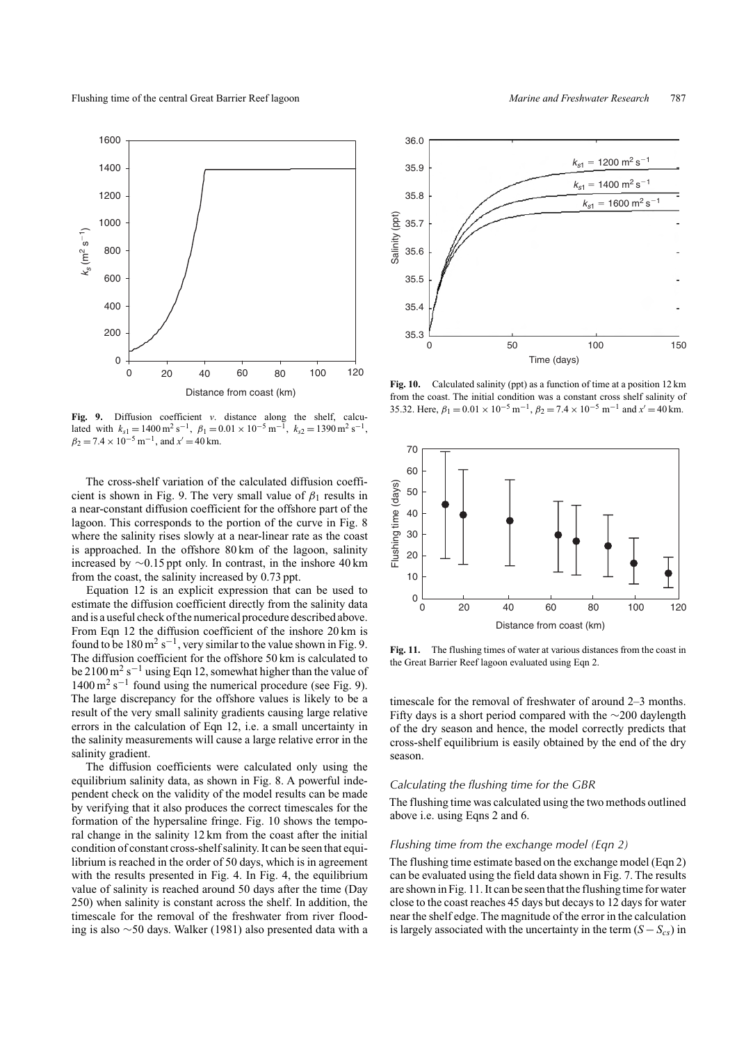1600
1400
1200
1000
800
600
400
200
0

$k_s$ (m$^2$ s$^{-1}$)

0 20 40 60 80 100 120

Distance from coast (km)

**Fig. 9.** Diffusion coefficient *v.* distance along the shelf, calculated with $k_{s1} = 1400\,\mathrm{m^2\,s^{-1}}$, $\beta_1 = 0.01 \times 10^{-5}\,\mathrm{m^{-1}}$, $k_{s2} = 1390\,\mathrm{m^2\,s^{-1}}$, $\beta_2 = 7.4 \times 10^{-5}\,\mathrm{m^{-1}}$, and $x' = 40\,\mathrm{km}$.

The cross-shelf variation of the calculated diffusion coefficient is shown in Fig. 9. The very small value of $\beta_1$ results in a near-constant diffusion coefficient for the offshore part of the lagoon. This corresponds to the portion of the curve in Fig. 8 where the salinity rises slowly at a near-linear rate as the coast is approached. In the offshore 80 km of the lagoon, salinity increased by ~0.15 ppt only. In contrast, in the inshore 40 km from the coast, the salinity increased by 0.73 ppt.

Equation 12 is an explicit expression that can be used to estimate the diffusion coefficient directly from the salinity data and is a useful check of the numerical procedure described above. From Eqn 12 the diffusion coefficient of the inshore 20 km is found to be $180\,\mathrm{m^2\,s^{-1}}$, very similar to the value shown in Fig. 9. The diffusion coefficient for the offshore 50 km is calculated to be $2100\,\mathrm{m^2\,s^{-1}}$ using Eqn 12, somewhat higher than the value of $1400\,\mathrm{m^2\,s^{-1}}$ found using the numerical procedure (see Fig. 9). The large discrepancy for the offshore values is likely to be a result of the very small salinity gradients causing large relative errors in the calculation of Eqn 12, i.e. a small uncertainty in the salinity measurements will cause a large relative error in the salinity gradient.

The diffusion coefficients were calculated only using the equilibrium salinity data, as shown in Fig. 8. A powerful independent check on the validity of the model results can be made by verifying that it also produces the correct timescales for the formation of the hypersaline fringe. Fig. 10 shows the temporal change in the salinity 12 km from the coast after the initial condition of constant cross-shelf salinity. It can be seen that equilibrium is reached in the order of 50 days, which is in agreement with the results presented in Fig. 4. In Fig. 4, the equilibrium value of salinity is reached around 50 days after the time (Day 250) when salinity is constant across the shelf. In addition, the timescale for the removal of the freshwater from river flooding is also ~50 days. Walker (1981) also presented data with a

36.0
35.9
35.8
35.7
35.6
35.5
35.4
35.3

Salinity (ppt)

$k_{s1}$ = 1200 m$^2$ s$^{-1}$
$k_{s1}$ = 1400 m$^2$ s$^{-1}$
$k_{s1}$ = 1600 m$^2$ s$^{-1}$

0 50 100 150

Time (days)

**Fig. 10.** Calculated salinity (ppt) as a function of time at a position 12 km from the coast. The initial condition was a constant cross shelf salinity of 35.32. Here, $\beta_1 = 0.01 \times 10^{-5}\,\mathrm{m^{-1}}$, $\beta_2 = 7.4 \times 10^{-5}\,\mathrm{m^{-1}}$ and $x' = 40\,\mathrm{km}$.

70
60
50
40
30
20
10
0

Flushing time (days)

0 20 40 60 80 100 120

Distance from coast (km)

**Fig. 11.** The flushing times of water at various distances from the coast in the Great Barrier Reef lagoon evaluated using Eqn 2.

timescale for the removal of freshwater of around 2–3 months. Fifty days is a short period compared with the ~200 daylength of the dry season and hence, the model correctly predicts that cross-shelf equilibrium is easily obtained by the end of the dry season.

### *Calculating the flushing time for the GBR*

The flushing time was calculated using the two methods outlined above i.e. using Eqns 2 and 6.

### *Flushing time from the exchange model (Eqn 2)*

The flushing time estimate based on the exchange model (Eqn 2) can be evaluated using the field data shown in Fig. 7. The results are shown in Fig. 11. It can be seen that the flushing time for water close to the coast reaches 45 days but decays to 12 days for water near the shelf edge. The magnitude of the error in the calculation is largely associated with the uncertainty in the term $(S - S_{cs})$ in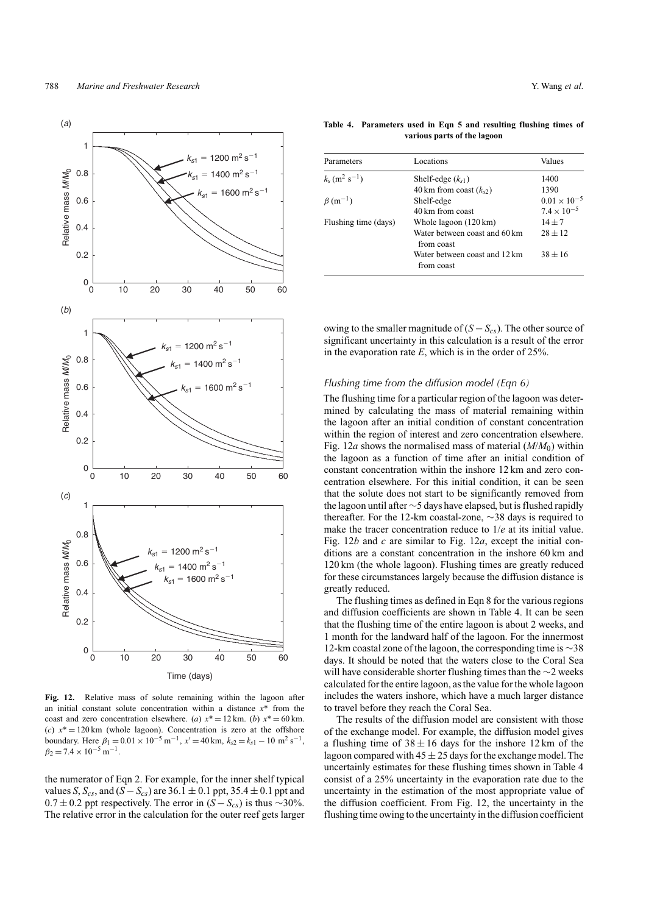(a)

1

0.8

0.6

0.4

0.2

0

Relative mass $M/M_0$

$k_{s1}$ = 1200 m$^2$ s$^{-1}$

$k_{s1}$ = 1400 m$^2$ s$^{-1}$

$k_{s1}$ = 1600 m$^2$ s$^{-1}$

0 10 20 30 40 50 60

(b)

1

0.8

0.6

0.4

0.2

0

Relative mass $M/M_0$

$k_{s1}$ = 1200 m$^2$ s$^{-1}$

$k_{s1}$ = 1400 m$^2$ s$^{-1}$

$k_{s1}$ = 1600 m$^2$ s$^{-1}$

0 10 20 30 40 50 60

(c)

1

0.8

0.6

0.4

0.2

0

Relative mass $M/M_0$

$k_{s1}$ = 1200 m$^2$ s$^{-1}$

$k_{s1}$ = 1400 m$^2$ s$^{-1}$

$k_{s1}$ = 1600 m$^2$ s$^{-1}$

0 10 20 30 40 50 60

Time (days)

**Fig. 12.** Relative mass of solute remaining within the lagoon after an initial constant solute concentration within a distance $x^*$ from the coast and zero concentration elsewhere. (*a*) $x^* = 12$ km. (*b*) $x^* = 60$ km. (*c*) $x^* = 120$ km (whole lagoon). Concentration is zero at the offshore boundary. Here $\beta_1 = 0.01 \times 10^{-5}$ m$^{-1}$, $x' = 40$ km, $k_{s2} = k_{s1} - 10$ m$^2$ s$^{-1}$, $\beta_2 = 7.4 \times 10^{-5}$ m$^{-1}$.

the numerator of Eqn 2. For example, for the inner shelf typical values $S$, $S_{cs}$, and $(S - S_{cs})$ are $36.1 \pm 0.1$ ppt, $35.4 \pm 0.1$ ppt and $0.7 \pm 0.2$ ppt respectively. The error in $(S - S_{cs})$ is thus ~30%. The relative error in the calculation for the outer reef gets larger owing to the smaller magnitude of $(S - S_{cs})$. The other source of significant uncertainty in this calculation is a result of the error in the evaporation rate $E$, which is in the order of 25%.

**Table 4. Parameters used in Eqn 5 and resulting flushing times of various parts of the lagoon**

| Parameters | Locations | Values |
|---|---|---|
| $k_s$ (m$^2$ s$^{-1}$) | Shelf-edge ($k_{s1}$) | 1400 |
| | 40 km from coast ($k_{s2}$) | 1390 |
| $\beta$ (m$^{-1}$) | Shelf-edge | $0.01 \times 10^{-5}$ |
| | 40 km from coast | $7.4 \times 10^{-5}$ |
| Flushing time (days) | Whole lagoon (120 km) | $14 \pm 7$ |
| | Water between coast and 60 km from coast | $28 \pm 12$ |
| | Water between coast and 12 km from coast | $38 \pm 16$ |

### *Flushing time from the diffusion model (Eqn 6)*

The flushing time for a particular region of the lagoon was determined by calculating the mass of material remaining within the lagoon after an initial condition of constant concentration within the region of interest and zero concentration elsewhere. Fig. 12*a* shows the normalised mass of material ($M/M_0$) within the lagoon as a function of time after an initial condition of constant concentration within the inshore 12 km and zero concentration elsewhere. For this initial condition, it can be seen that the solute does not start to be significantly removed from the lagoon until after ~5 days have elapsed, but is flushed rapidly thereafter. For the 12-km coastal-zone, ~38 days is required to make the tracer concentration reduce to $1/e$ at its initial value. Fig. 12*b* and *c* are similar to Fig. 12*a*, except the initial conditions are a constant concentration in the inshore 60 km and 120 km (the whole lagoon). Flushing times are greatly reduced for these circumstances largely because the diffusion distance is greatly reduced.

The flushing times as defined in Eqn 8 for the various regions and diffusion coefficients are shown in Table 4. It can be seen that the flushing time of the entire lagoon is about 2 weeks, and 1 month for the landward half of the lagoon. For the innermost 12-km coastal zone of the lagoon, the corresponding time is ~38 days. It should be noted that the waters close to the Coral Sea will have considerable shorter flushing times than the ~2 weeks calculated for the entire lagoon, as the value for the whole lagoon includes the waters inshore, which have a much larger distance to travel before they reach the Coral Sea.

The results of the diffusion model are consistent with those of the exchange model. For example, the diffusion model gives a flushing time of $38 \pm 16$ days for the inshore 12 km of the lagoon compared with $45 \pm 25$ days for the exchange model. The uncertainly estimates for these flushing times shown in Table 4 consist of a 25% uncertainty in the evaporation rate due to the uncertainty in the estimation of the most appropriate value of the diffusion coefficient. From Fig. 12, the uncertainty in the flushing time owing to the uncertainty in the diffusion coefficient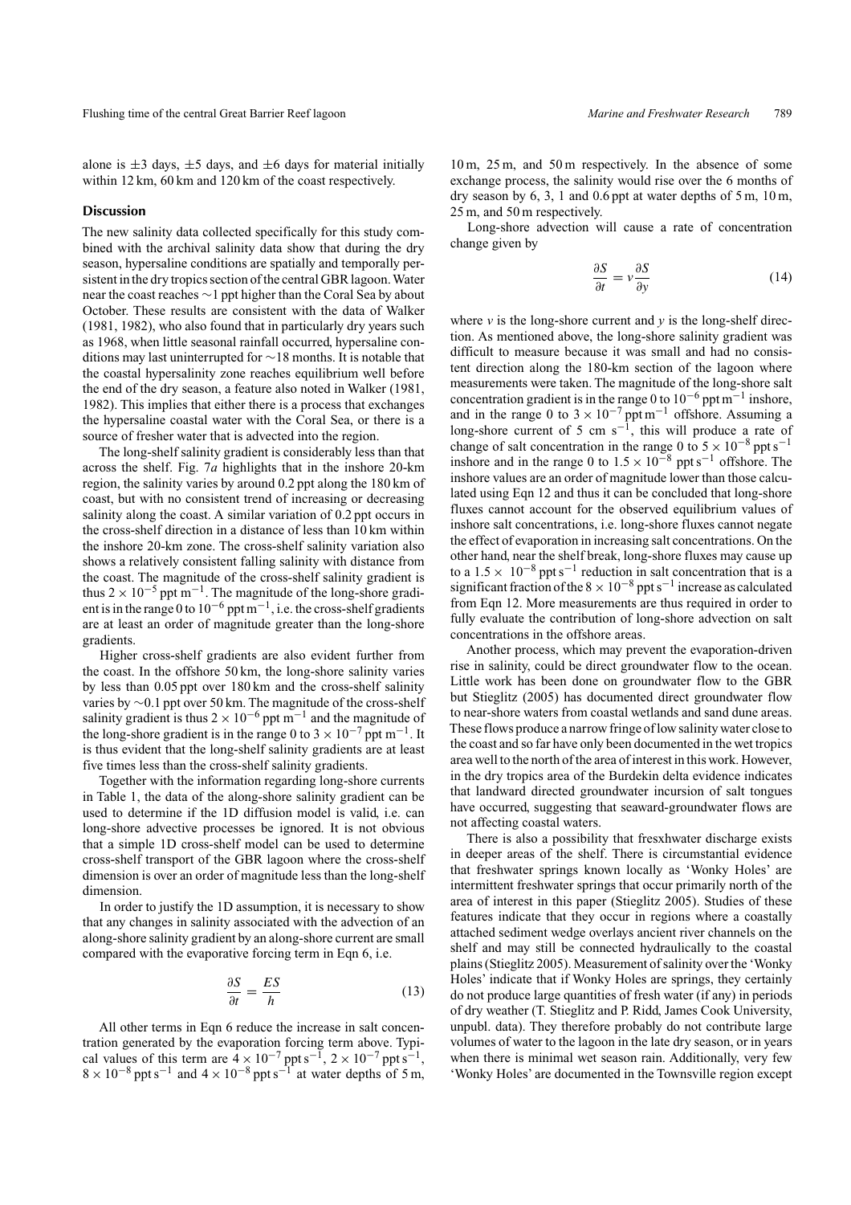alone is ±3 days, ±5 days, and ±6 days for material initially within 12 km, 60 km and 120 km of the coast respectively.

## Discussion

The new salinity data collected specifically for this study combined with the archival salinity data show that during the dry season, hypersaline conditions are spatially and temporally persistent in the dry tropics section of the central GBR lagoon. Water near the coast reaches ~1 ppt higher than the Coral Sea by about October. These results are consistent with the data of Walker (1981, 1982), who also found that in particularly dry years such as 1968, when little seasonal rainfall occurred, hypersaline conditions may last uninterrupted for ~18 months. It is notable that the coastal hypersalinity zone reaches equilibrium well before the end of the dry season, a feature also noted in Walker (1981, 1982). This implies that either there is a process that exchanges the hypersaline coastal water with the Coral Sea, or there is a source of fresher water that is advected into the region.

The long-shelf salinity gradient is considerably less than that across the shelf. Fig. 7*a* highlights that in the inshore 20-km region, the salinity varies by around 0.2 ppt along the 180 km of coast, but with no consistent trend of increasing or decreasing salinity along the coast. A similar variation of 0.2 ppt occurs in the cross-shelf direction in a distance of less than 10 km within the inshore 20-km zone. The cross-shelf salinity variation also shows a relatively consistent falling salinity with distance from the coast. The magnitude of the cross-shelf salinity gradient is thus $2 \times 10^{-5}$ ppt m$^{-1}$. The magnitude of the long-shore gradient is in the range 0 to $10^{-6}$ ppt m$^{-1}$, i.e. the cross-shelf gradients are at least an order of magnitude greater than the long-shore gradients.

Higher cross-shelf gradients are also evident further from the coast. In the offshore 50 km, the long-shore salinity varies by less than 0.05 ppt over 180 km and the cross-shelf salinity varies by ~0.1 ppt over 50 km. The magnitude of the cross-shelf salinity gradient is thus $2 \times 10^{-6}$ ppt m$^{-1}$ and the magnitude of the long-shore gradient is in the range 0 to $3 \times 10^{-7}$ ppt m$^{-1}$. It is thus evident that the long-shelf salinity gradients are at least five times less than the cross-shelf salinity gradients.

Together with the information regarding long-shore currents in Table 1, the data of the along-shore salinity gradient can be used to determine if the 1D diffusion model is valid, i.e. can long-shore advective processes be ignored. It is not obvious that a simple 1D cross-shelf model can be used to determine cross-shelf transport of the GBR lagoon where the cross-shelf dimension is over an order of magnitude less than the long-shelf dimension.

In order to justify the 1D assumption, it is necessary to show that any changes in salinity associated with the advection of an along-shore salinity gradient by an along-shore current are small compared with the evaporative forcing term in Eqn 6, i.e.

$$\frac{\partial S}{\partial t} = \frac{ES}{h} \tag{13}$$

All other terms in Eqn 6 reduce the increase in salt concentration generated by the evaporation forcing term above. Typical values of this term are $4 \times 10^{-7}$ ppt s$^{-1}$, $2 \times 10^{-7}$ ppt s$^{-1}$, $8 \times 10^{-8}$ ppt s$^{-1}$ and $4 \times 10^{-8}$ ppt s$^{-1}$ at water depths of 5 m, 10 m, 25 m, and 50 m respectively. In the absence of some exchange process, the salinity would rise over the 6 months of dry season by 6, 3, 1 and 0.6 ppt at water depths of 5 m, 10 m, 25 m, and 50 m respectively.

Long-shore advection will cause a rate of concentration change given by

$$\frac{\partial S}{\partial t} = v\frac{\partial S}{\partial y} \tag{14}$$

where $v$ is the long-shore current and $y$ is the long-shelf direction. As mentioned above, the long-shore salinity gradient was difficult to measure because it was small and had no consistent direction along the 180-km section of the lagoon where measurements were taken. The magnitude of the long-shore salt concentration gradient is in the range 0 to $10^{-6}$ ppt m$^{-1}$ inshore, and in the range 0 to $3 \times 10^{-7}$ ppt m$^{-1}$ offshore. Assuming a long-shore current of 5 cm s$^{-1}$, this will produce a rate of change of salt concentration in the range 0 to $5 \times 10^{-8}$ ppt s$^{-1}$ inshore and in the range 0 to $1.5 \times 10^{-8}$ ppt s$^{-1}$ offshore. The inshore values are an order of magnitude lower than those calculated using Eqn 12 and thus it can be concluded that long-shore fluxes cannot account for the observed equilibrium values of inshore salt concentrations, i.e. long-shore fluxes cannot negate the effect of evaporation in increasing salt concentrations. On the other hand, near the shelf break, long-shore fluxes may cause up to a $1.5 \times 10^{-8}$ ppt s$^{-1}$ reduction in salt concentration that is a significant fraction of the $8 \times 10^{-8}$ ppt s$^{-1}$ increase as calculated from Eqn 12. More measurements are thus required in order to fully evaluate the contribution of long-shore advection on salt concentrations in the offshore areas.

Another process, which may prevent the evaporation-driven rise in salinity, could be direct groundwater flow to the ocean. Little work has been done on groundwater flow to the GBR but Stieglitz (2005) has documented direct groundwater flow to near-shore waters from coastal wetlands and sand dune areas. These flows produce a narrow fringe of low salinity water close to the coast and so far have only been documented in the wet tropics area well to the north of the area of interest in this work. However, in the dry tropics area of the Burdekin delta evidence indicates that landward directed groundwater incursion of salt tongues have occurred, suggesting that seaward-groundwater flows are not affecting coastal waters.

There is also a possibility that fresxhwater discharge exists in deeper areas of the shelf. There is circumstantial evidence that freshwater springs known locally as 'Wonky Holes' are intermittent freshwater springs that occur primarily north of the area of interest in this paper (Stieglitz 2005). Studies of these features indicate that they occur in regions where a coastally attached sediment wedge overlays ancient river channels on the shelf and may still be connected hydraulically to the coastal plains (Stieglitz 2005). Measurement of salinity over the 'Wonky Holes' indicate that if Wonky Holes are springs, they certainly do not produce large quantities of fresh water (if any) in periods of dry weather (T. Stieglitz and P. Ridd, James Cook University, unpubl. data). They therefore probably do not contribute large volumes of water to the lagoon in the late dry season, or in years when there is minimal wet season rain. Additionally, very few 'Wonky Holes' are documented in the Townsville region except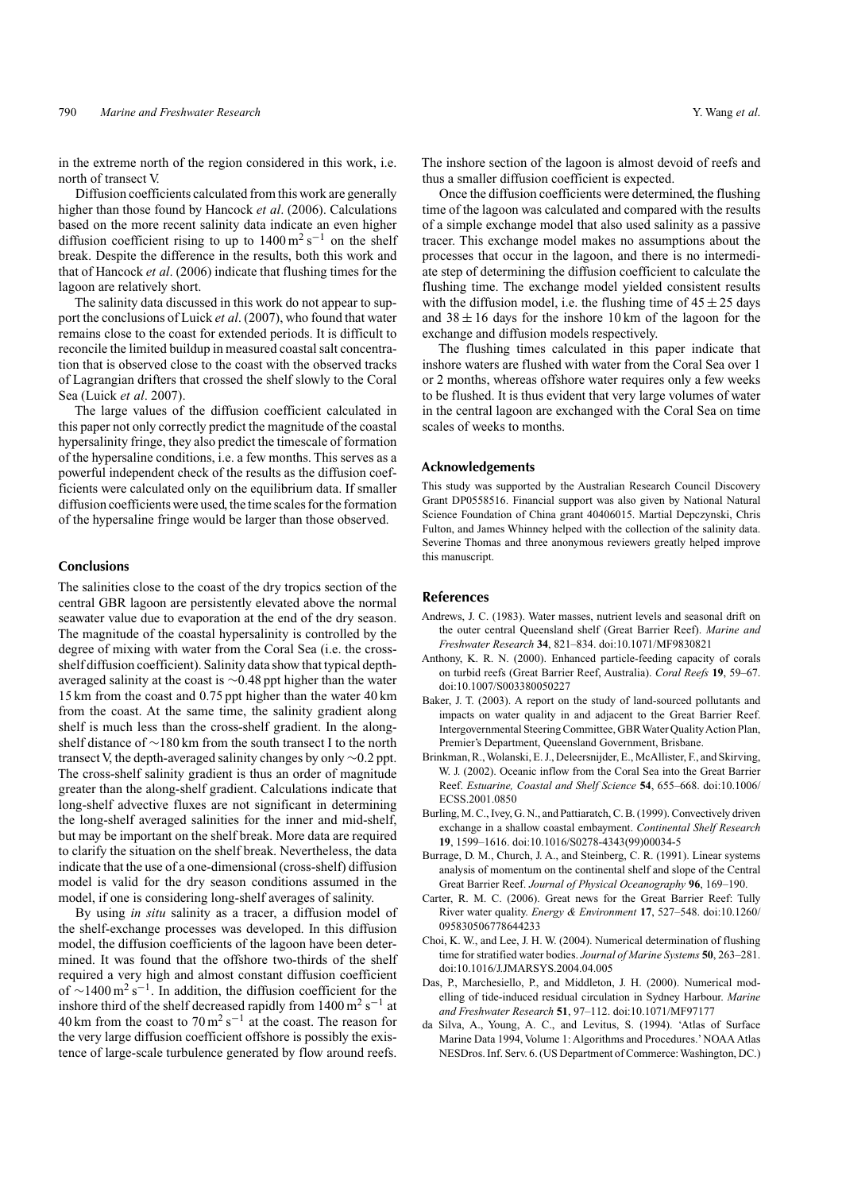in the extreme north of the region considered in this work, i.e. north of transect V.

Diffusion coefficients calculated from this work are generally higher than those found by Hancock *et al*. (2006). Calculations based on the more recent salinity data indicate an even higher diffusion coefficient rising to up to $1400\,\mathrm{m}^2\,\mathrm{s}^{-1}$ on the shelf break. Despite the difference in the results, both this work and that of Hancock *et al*. (2006) indicate that flushing times for the lagoon are relatively short.

The salinity data discussed in this work do not appear to support the conclusions of Luick *et al*. (2007), who found that water remains close to the coast for extended periods. It is difficult to reconcile the limited buildup in measured coastal salt concentration that is observed close to the coast with the observed tracks of Lagrangian drifters that crossed the shelf slowly to the Coral Sea (Luick *et al*. 2007).

The large values of the diffusion coefficient calculated in this paper not only correctly predict the magnitude of the coastal hypersalinity fringe, they also predict the timescale of formation of the hypersaline conditions, i.e. a few months. This serves as a powerful independent check of the results as the diffusion coefficients were calculated only on the equilibrium data. If smaller diffusion coefficients were used, the time scales for the formation of the hypersaline fringe would be larger than those observed.

## Conclusions

The salinities close to the coast of the dry tropics section of the central GBR lagoon are persistently elevated above the normal seawater value due to evaporation at the end of the dry season. The magnitude of the coastal hypersalinity is controlled by the degree of mixing with water from the Coral Sea (i.e. the cross-shelf diffusion coefficient). Salinity data show that typical depth-averaged salinity at the coast is ~0.48 ppt higher than the water 15 km from the coast and 0.75 ppt higher than the water 40 km from the coast. At the same time, the salinity gradient along shelf is much less than the cross-shelf gradient. In the along-shelf distance of ~180 km from the south transect I to the north transect V, the depth-averaged salinity changes by only ~0.2 ppt. The cross-shelf salinity gradient is thus an order of magnitude greater than the along-shelf gradient. Calculations indicate that long-shelf advective fluxes are not significant in determining the long-shelf averaged salinities for the inner and mid-shelf, but may be important on the shelf break. More data are required to clarify the situation on the shelf break. Nevertheless, the data indicate that the use of a one-dimensional (cross-shelf) diffusion model is valid for the dry season conditions assumed in the model, if one is considering long-shelf averages of salinity.

By using *in situ* salinity as a tracer, a diffusion model of the shelf-exchange processes was developed. In this diffusion model, the diffusion coefficients of the lagoon have been determined. It was found that the offshore two-thirds of the shelf required a very high and almost constant diffusion coefficient of $\sim 1400\,\mathrm{m}^2\,\mathrm{s}^{-1}$. In addition, the diffusion coefficient for the inshore third of the shelf decreased rapidly from $1400\,\mathrm{m}^2\,\mathrm{s}^{-1}$ at 40 km from the coast to $70\,\mathrm{m}^2\,\mathrm{s}^{-1}$ at the coast. The reason for the very large diffusion coefficient offshore is possibly the existence of large-scale turbulence generated by flow around reefs. The inshore section of the lagoon is almost devoid of reefs and thus a smaller diffusion coefficient is expected.

Once the diffusion coefficients were determined, the flushing time of the lagoon was calculated and compared with the results of a simple exchange model that also used salinity as a passive tracer. This exchange model makes no assumptions about the processes that occur in the lagoon, and there is no intermediate step of determining the diffusion coefficient to calculate the flushing time. The exchange model yielded consistent results with the diffusion model, i.e. the flushing time of $45 \pm 25$ days and $38 \pm 16$ days for the inshore 10 km of the lagoon for the exchange and diffusion models respectively.

The flushing times calculated in this paper indicate that inshore waters are flushed with water from the Coral Sea over 1 or 2 months, whereas offshore water requires only a few weeks to be flushed. It is thus evident that very large volumes of water in the central lagoon are exchanged with the Coral Sea on time scales of weeks to months.

## Acknowledgements

This study was supported by the Australian Research Council Discovery Grant DP0558516. Financial support was also given by National Natural Science Foundation of China grant 40406015. Martial Depczynski, Chris Fulton, and James Whinney helped with the collection of the salinity data. Severine Thomas and three anonymous reviewers greatly helped improve this manuscript.

## References

Andrews, J. C. (1983). Water masses, nutrient levels and seasonal drift on the outer central Queensland shelf (Great Barrier Reef). *Marine and Freshwater Research* **34**, 821–834. doi:10.1071/MF9830821

Anthony, K. R. N. (2000). Enhanced particle-feeding capacity of corals on turbid reefs (Great Barrier Reef, Australia). *Coral Reefs* **19**, 59–67. doi:10.1007/S003380050227

Baker, J. T. (2003). A report on the study of land-sourced pollutants and impacts on water quality in and adjacent to the Great Barrier Reef. Intergovernmental Steering Committee, GBR Water Quality Action Plan, Premier's Department, Queensland Government, Brisbane.

Brinkman, R., Wolanski, E. J., Deleersnijder, E., McAllister, F., and Skirving, W. J. (2002). Oceanic inflow from the Coral Sea into the Great Barrier Reef. *Estuarine, Coastal and Shelf Science* **54**, 655–668. doi:10.1006/ECSS.2001.0850

Burling, M. C., Ivey, G. N., and Pattiaratch, C. B. (1999). Convectively driven exchange in a shallow coastal embayment. *Continental Shelf Research* **19**, 1599–1616. doi:10.1016/S0278-4343(99)00034-5

Burrage, D. M., Church, J. A., and Steinberg, C. R. (1991). Linear systems analysis of momentum on the continental shelf and slope of the Central Great Barrier Reef. *Journal of Physical Oceanography* **96**, 169–190.

Carter, R. M. C. (2006). Great news for the Great Barrier Reef: Tully River water quality. *Energy & Environment* **17**, 527–548. doi:10.1260/095830506778644233

Choi, K. W., and Lee, J. H. W. (2004). Numerical determination of flushing time for stratified water bodies. *Journal of Marine Systems* **50**, 263–281. doi:10.1016/J.JMARSYS.2004.04.005

Das, P., Marchesiello, P., and Middleton, J. H. (2000). Numerical modelling of tide-induced residual circulation in Sydney Harbour. *Marine and Freshwater Research* **51**, 97–112. doi:10.1071/MF97177

da Silva, A., Young, A. C., and Levitus, S. (1994). 'Atlas of Surface Marine Data 1994, Volume 1: Algorithms and Procedures.' NOAA Atlas NESDros. Inf. Serv. 6. (US Department of Commerce: Washington, DC.)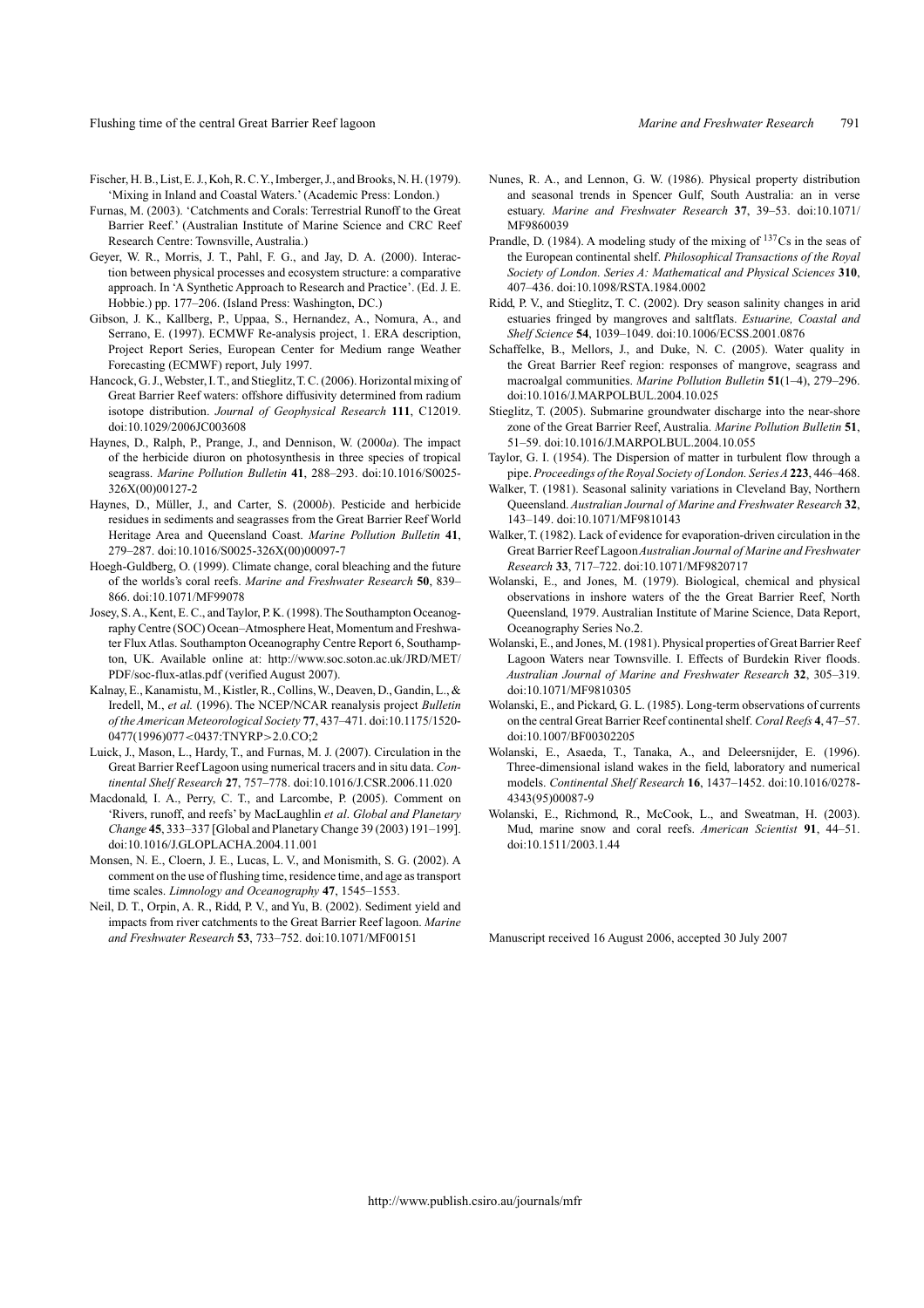Fischer, H. B., List, E. J., Koh, R. C. Y., Imberger, J., and Brooks, N. H. (1979). 'Mixing in Inland and Coastal Waters.' (Academic Press: London.)

Furnas, M. (2003). 'Catchments and Corals: Terrestrial Runoff to the Great Barrier Reef.' (Australian Institute of Marine Science and CRC Reef Research Centre: Townsville, Australia.)

Geyer, W. R., Morris, J. T., Pahl, F. G., and Jay, D. A. (2000). Interaction between physical processes and ecosystem structure: a comparative approach. In 'A Synthetic Approach to Research and Practice'. (Ed. J. E. Hobbie.) pp. 177–206. (Island Press: Washington, DC.)

Gibson, J. K., Kallberg, P., Uppaa, S., Hernandez, A., Nomura, A., and Serrano, E. (1997). ECMWF Re-analysis project, 1. ERA description, Project Report Series, European Center for Medium range Weather Forecasting (ECMWF) report, July 1997.

Hancock, G. J., Webster, I. T., and Stieglitz, T. C. (2006). Horizontal mixing of Great Barrier Reef waters: offshore diffusivity determined from radium isotope distribution. *Journal of Geophysical Research* **111**, C12019. doi:10.1029/2006JC003608

Haynes, D., Ralph, P., Prange, J., and Dennison, W. (2000*a*). The impact of the herbicide diuron on photosynthesis in three species of tropical seagrass. *Marine Pollution Bulletin* **41**, 288–293. doi:10.1016/S0025-326X(00)00127-2

Haynes, D., Müller, J., and Carter, S. (2000*b*). Pesticide and herbicide residues in sediments and seagrasses from the Great Barrier Reef World Heritage Area and Queensland Coast. *Marine Pollution Bulletin* **41**, 279–287. doi:10.1016/S0025-326X(00)00097-7

Hoegh-Guldberg, O. (1999). Climate change, coral bleaching and the future of the worlds's coral reefs. *Marine and Freshwater Research* **50**, 839–866. doi:10.1071/MF99078

Josey, S. A., Kent, E. C., and Taylor, P. K. (1998). The Southampton Oceanography Centre (SOC) Ocean–Atmosphere Heat, Momentum and Freshwater Flux Atlas. Southampton Oceanography Centre Report 6, Southampton, UK. Available online at: http://www.soc.soton.ac.uk/JRD/MET/PDF/soc-flux-atlas.pdf (verified August 2007).

Kalnay, E., Kanamistu, M., Kistler, R., Collins, W., Deaven, D., Gandin, L., & Iredell, M., *et al.* (1996). The NCEP/NCAR reanalysis project *Bulletin of the American Meteorological Society* **77**, 437–471. doi:10.1175/1520-0477(1996)077<0437:TNYRP>2.0.CO;2

Luick, J., Mason, L., Hardy, T., and Furnas, M. J. (2007). Circulation in the Great Barrier Reef Lagoon using numerical tracers and in situ data. *Continental Shelf Research* **27**, 757–778. doi:10.1016/J.CSR.2006.11.020

Macdonald, I. A., Perry, C. T., and Larcombe, P. (2005). Comment on 'Rivers, runoff, and reefs' by MacLaughlin *et al*. *Global and Planetary Change* **45**, 333–337 [Global and Planetary Change 39 (2003) 191–199]. doi:10.1016/J.GLOPLACHA.2004.11.001

Monsen, N. E., Cloern, J. E., Lucas, L. V., and Monismith, S. G. (2002). A comment on the use of flushing time, residence time, and age as transport time scales. *Limnology and Oceanography* **47**, 1545–1553.

Neil, D. T., Orpin, A. R., Ridd, P. V., and Yu, B. (2002). Sediment yield and impacts from river catchments to the Great Barrier Reef lagoon. *Marine and Freshwater Research* **53**, 733–752. doi:10.1071/MF00151

Nunes, R. A., and Lennon, G. W. (1986). Physical property distribution and seasonal trends in Spencer Gulf, South Australia: an in verse estuary. *Marine and Freshwater Research* **37**, 39–53. doi:10.1071/MF9860039

Prandle, D. (1984). A modeling study of the mixing of $^{137}$Cs in the seas of the European continental shelf. *Philosophical Transactions of the Royal Society of London. Series A: Mathematical and Physical Sciences* **310**, 407–436. doi:10.1098/RSTA.1984.0002

Ridd, P. V., and Stieglitz, T. C. (2002). Dry season salinity changes in arid estuaries fringed by mangroves and saltflats. *Estuarine, Coastal and Shelf Science* **54**, 1039–1049. doi:10.1006/ECSS.2001.0876

Schaffelke, B., Mellors, J., and Duke, N. C. (2005). Water quality in the Great Barrier Reef region: responses of mangrove, seagrass and macroalgal communities. *Marine Pollution Bulletin* **51**(1–4), 279–296. doi:10.1016/J.MARPOLBUL.2004.10.025

Stieglitz, T. (2005). Submarine groundwater discharge into the near-shore zone of the Great Barrier Reef, Australia. *Marine Pollution Bulletin* **51**, 51–59. doi:10.1016/J.MARPOLBUL.2004.10.055

Taylor, G. I. (1954). The Dispersion of matter in turbulent flow through a pipe. *Proceedings of the Royal Society of London. Series A* **223**, 446–468.

Walker, T. (1981). Seasonal salinity variations in Cleveland Bay, Northern Queensland. *Australian Journal of Marine and Freshwater Research* **32**, 143–149. doi:10.1071/MF9810143

Walker, T. (1982). Lack of evidence for evaporation-driven circulation in the Great Barrier Reef Lagoon *Australian Journal of Marine and Freshwater Research* **33**, 717–722. doi:10.1071/MF9820717

Wolanski, E., and Jones, M. (1979). Biological, chemical and physical observations in inshore waters of the the Great Barrier Reef, North Queensland, 1979. Australian Institute of Marine Science, Data Report, Oceanography Series No.2.

Wolanski, E., and Jones, M. (1981). Physical properties of Great Barrier Reef Lagoon Waters near Townsville. I. Effects of Burdekin River floods. *Australian Journal of Marine and Freshwater Research* **32**, 305–319. doi:10.1071/MF9810305

Wolanski, E., and Pickard, G. L. (1985). Long-term observations of currents on the central Great Barrier Reef continental shelf. *Coral Reefs* **4**, 47–57. doi:10.1007/BF00302205

Wolanski, E., Asaeda, T., Tanaka, A., and Deleersnijder, E. (1996). Three-dimensional island wakes in the field, laboratory and numerical models. *Continental Shelf Research* **16**, 1437–1452. doi:10.1016/0278-4343(95)00087-9

Wolanski, E., Richmond, R., McCook, L., and Sweatman, H. (2003). Mud, marine snow and coral reefs. *American Scientist* **91**, 44–51. doi:10.1511/2003.1.44

Manuscript received 16 August 2006, accepted 30 July 2007